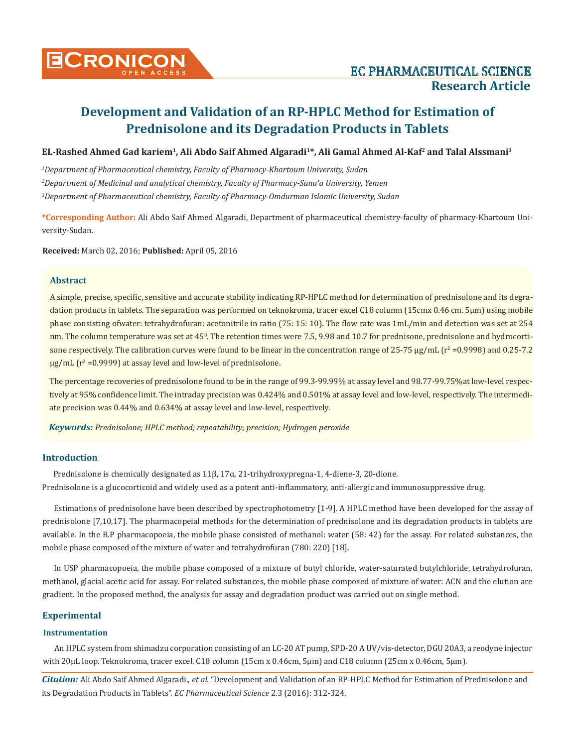# Development and Validation of an RP-HPLC Method for Estimation of Prednisolone and its Degradation Products in Tablets

**EL-Rashed Ahmed Gad kariem[1], Ali Abdo Saif Ahmed Algaradi[1]*, Ali Gamal Ahmed Al-Kaf[2] and Talal Alssmani[3]**

*[1]Department of Pharmaceutical chemistry, Faculty of Pharmacy-Khartoum University, Sudan*

*[2]Department of Medicinal and analytical chemistry, Faculty of Pharmacy-Sana'a University, Yemen*

*[3]Department of Pharmaceutical chemistry, Faculty of Pharmacy-Omdurman Islamic University, Sudan*

**\*Corresponding Author:** Ali Abdo Saif Ahmed Algaradi, Department of pharmaceutical chemistry-faculty of pharmacy-Khartoum University-Sudan.

**Received:** March 02, 2016; **Published:** April 05, 2016

## Abstract

A simple, precise, specific, sensitive and accurate stability indicating RP-HPLC method for determination of prednisolone and its degradation products in tablets. The separation was performed on teknokroma, tracer excel C18 column (15cmx 0.46 cm. 5µm) using mobile phase consisting ofwater: tetrahydrofuran: acetonitrile in ratio (75: 15: 10). The flow rate was 1mL/min and detection was set at 254 nm. The column temperature was set at $45^0$. The retention times were 7.5, 9.98 and 10.7 for prednisone, prednisolone and hydrocortisone respectively. The calibration curves were found to be linear in the concentration range of 25-75 µg/mL ($r^2$ =0.9998) and 0.25-7.2 µg/mL ($r^2$ =0.9999) at assay level and low-level of prednisolone.

The percentage recoveries of prednisolone found to be in the range of 99.3-99.99% at assay level and 98.77-99.75%at low-level respectively at 95% confidence limit. The intraday precision was 0.424% and 0.501% at assay level and low-level, respectively. The intermediate precision was 0.44% and 0.634% at assay level and low-level, respectively.

***Keywords:*** *Prednisolone; HPLC method; repeatability; precision; Hydrogen peroxide*

## Introduction

Prednisolone is chemically designated as 11β, 17α, 21-trihydroxypregna-1, 4-diene-3, 20-dione.
Prednisolone is a glucocorticoid and widely used as a potent anti-inflammatory, anti-allergic and immunosuppressive drug.

Estimations of prednisolone have been described by spectrophotometry [1-9]. A HPLC method have been developed for the assay of prednisolone [7,10,17]. The pharmacopeial methods for the determination of prednisolone and its degradation products in tablets are available. In the B.P pharmacopoeia, the mobile phase consisted of methanol: water (58: 42) for the assay. For related substances, the mobile phase composed of the mixture of water and tetrahydrofuran (780: 220) [18].

In USP pharmacopoeia, the mobile phase composed of a mixture of butyl chloride, water-saturated butylchloride, tetrahydrofuran, methanol, glacial acetic acid for assay. For related substances, the mobile phase composed of mixture of water: ACN and the elution are gradient. In the proposed method, the analysis for assay and degradation product was carried out on single method.

## Experimental

### Instrumentation

An HPLC system from shimadzu corporation consisting of an LC-20 AT pump, SPD-20 A UV/vis-detector, DGU 20A3, a reodyne injector with 20µL loop. Teknokroma, tracer excel. C18 column (15cm x 0.46cm, 5µm) and C18 column (25cm x 0.46cm, 5µm).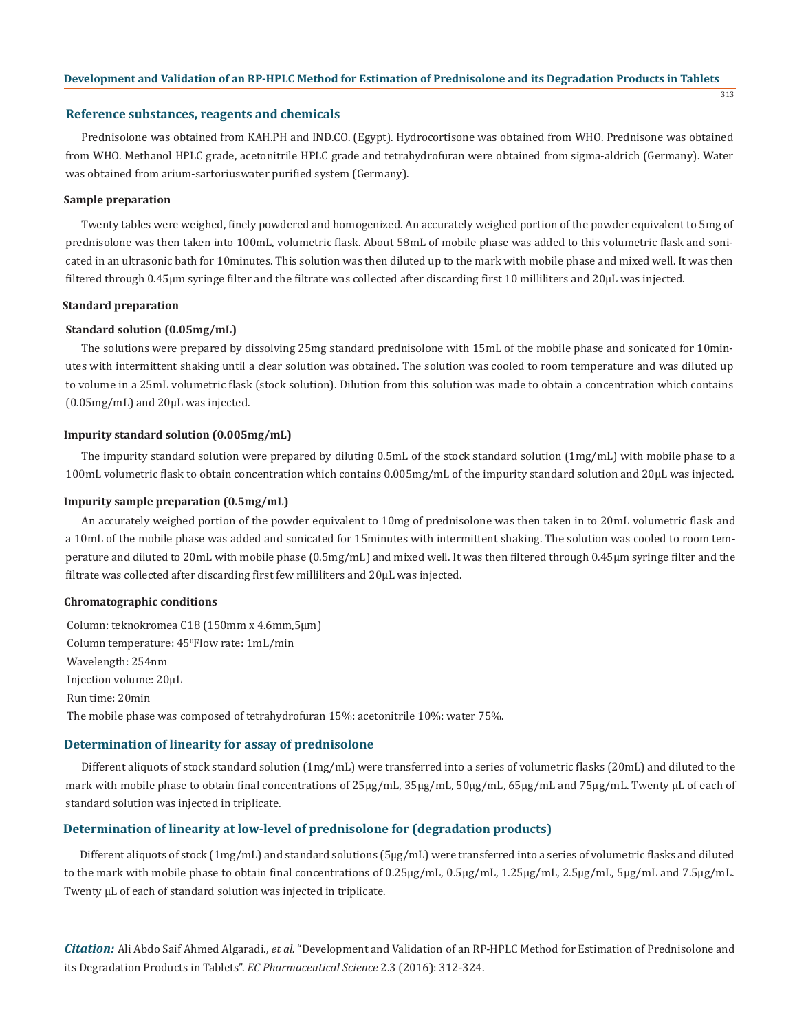## Reference substances, reagents and chemicals

Prednisolone was obtained from KAH.PH and IND.CO. (Egypt). Hydrocortisone was obtained from WHO. Prednisone was obtained from WHO. Methanol HPLC grade, acetonitrile HPLC grade and tetrahydrofuran were obtained from sigma-aldrich (Germany). Water was obtained from arium-sartoriuswater purified system (Germany).

### Sample preparation

Twenty tables were weighed, finely powdered and homogenized. An accurately weighed portion of the powder equivalent to 5mg of prednisolone was then taken into 100mL, volumetric flask. About 58mL of mobile phase was added to this volumetric flask and sonicated in an ultrasonic bath for 10minutes. This solution was then diluted up to the mark with mobile phase and mixed well. It was then filtered through 0.45µm syringe filter and the filtrate was collected after discarding first 10 milliliters and 20µL was injected.

### Standard preparation

#### Standard solution (0.05mg/mL)

The solutions were prepared by dissolving 25mg standard prednisolone with 15mL of the mobile phase and sonicated for 10minutes with intermittent shaking until a clear solution was obtained. The solution was cooled to room temperature and was diluted up to volume in a 25mL volumetric flask (stock solution). Dilution from this solution was made to obtain a concentration which contains (0.05mg/mL) and 20µL was injected.

#### Impurity standard solution (0.005mg/mL)

The impurity standard solution were prepared by diluting 0.5mL of the stock standard solution (1mg/mL) with mobile phase to a 100mL volumetric flask to obtain concentration which contains 0.005mg/mL of the impurity standard solution and 20µL was injected.

#### Impurity sample preparation (0.5mg/mL)

An accurately weighed portion of the powder equivalent to 10mg of prednisolone was then taken in to 20mL volumetric flask and a 10mL of the mobile phase was added and sonicated for 15minutes with intermittent shaking. The solution was cooled to room temperature and diluted to 20mL with mobile phase (0.5mg/mL) and mixed well. It was then filtered through 0.45µm syringe filter and the filtrate was collected after discarding first few milliliters and 20µL was injected.

### Chromatographic conditions

Column: teknokromea C18 (150mm x 4.6mm,5µm)

Column temperature: $45^0$Flow rate: 1mL/min

Wavelength: 254nm

Injection volume: 20µL

Run time: 20min

The mobile phase was composed of tetrahydrofuran 15%: acetonitrile 10%: water 75%.

## Determination of linearity for assay of prednisolone

Different aliquots of stock standard solution (1mg/mL) were transferred into a series of volumetric flasks (20mL) and diluted to the mark with mobile phase to obtain final concentrations of 25µg/mL, 35µg/mL, 50µg/mL, 65µg/mL and 75µg/mL. Twenty µL of each of standard solution was injected in triplicate.

## Determination of linearity at low-level of prednisolone for (degradation products)

Different aliquots of stock (1mg/mL) and standard solutions (5µg/mL) were transferred into a series of volumetric flasks and diluted to the mark with mobile phase to obtain final concentrations of 0.25µg/mL, 0.5µg/mL, 1.25µg/mL, 2.5µg/mL, 5µg/mL and 7.5µg/mL. Twenty µL of each of standard solution was injected in triplicate.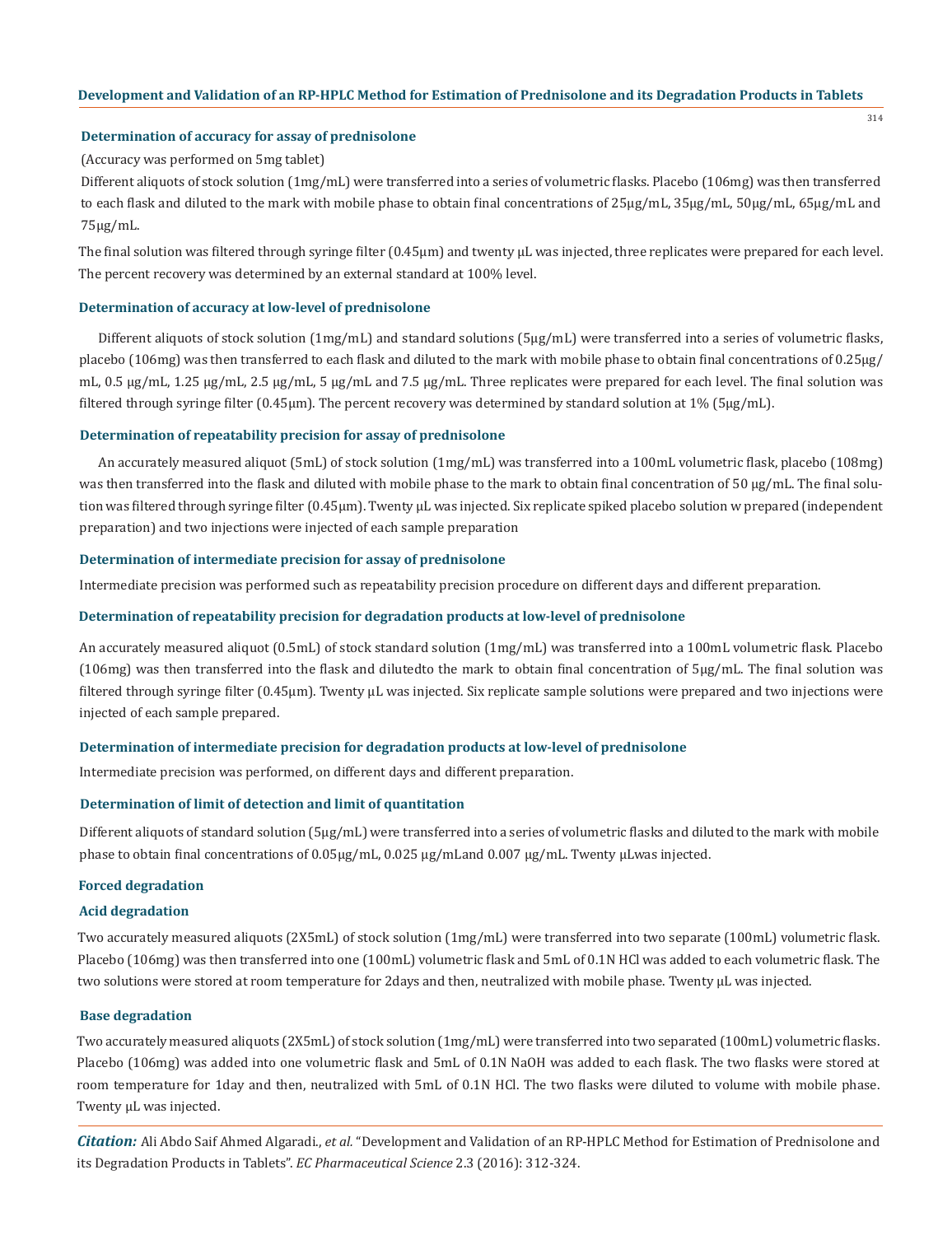### Determination of accuracy for assay of prednisolone

(Accuracy was performed on 5mg tablet)

Different aliquots of stock solution (1mg/mL) were transferred into a series of volumetric flasks. Placebo (106mg) was then transferred to each flask and diluted to the mark with mobile phase to obtain final concentrations of 25µg/mL, 35µg/mL, 50µg/mL, 65µg/mL and 75µg/mL.

The final solution was filtered through syringe filter (0.45µm) and twenty µL was injected, three replicates were prepared for each level. The percent recovery was determined by an external standard at 100% level.

### Determination of accuracy at low-level of prednisolone

Different aliquots of stock solution (1mg/mL) and standard solutions (5µg/mL) were transferred into a series of volumetric flasks, placebo (106mg) was then transferred to each flask and diluted to the mark with mobile phase to obtain final concentrations of 0.25µg/mL, 0.5 µg/mL, 1.25 µg/mL, 2.5 µg/mL, 5 µg/mL and 7.5 µg/mL. Three replicates were prepared for each level. The final solution was filtered through syringe filter (0.45µm). The percent recovery was determined by standard solution at 1% (5µg/mL).

### Determination of repeatability precision for assay of prednisolone

An accurately measured aliquot (5mL) of stock solution (1mg/mL) was transferred into a 100mL volumetric flask, placebo (108mg) was then transferred into the flask and diluted with mobile phase to the mark to obtain final concentration of 50 µg/mL. The final solution was filtered through syringe filter (0.45µm). Twenty µL was injected. Six replicate spiked placebo solution w prepared (independent preparation) and two injections were injected of each sample preparation

### Determination of intermediate precision for assay of prednisolone

Intermediate precision was performed such as repeatability precision procedure on different days and different preparation.

### Determination of repeatability precision for degradation products at low-level of prednisolone

An accurately measured aliquot (0.5mL) of stock standard solution (1mg/mL) was transferred into a 100mL volumetric flask. Placebo (106mg) was then transferred into the flask and dilutedto the mark to obtain final concentration of 5µg/mL. The final solution was filtered through syringe filter (0.45µm). Twenty µL was injected. Six replicate sample solutions were prepared and two injections were injected of each sample prepared.

### Determination of intermediate precision for degradation products at low-level of prednisolone

Intermediate precision was performed, on different days and different preparation.

### Determination of limit of detection and limit of quantitation

Different aliquots of standard solution (5µg/mL) were transferred into a series of volumetric flasks and diluted to the mark with mobile phase to obtain final concentrations of 0.05µg/mL, 0.025 µg/mLand 0.007 µg/mL. Twenty µLwas injected.

### Forced degradation

#### Acid degradation

Two accurately measured aliquots (2X5mL) of stock solution (1mg/mL) were transferred into two separate (100mL) volumetric flask. Placebo (106mg) was then transferred into one (100mL) volumetric flask and 5mL of 0.1N HCl was added to each volumetric flask. The two solutions were stored at room temperature for 2days and then, neutralized with mobile phase. Twenty µL was injected.

#### Base degradation

Two accurately measured aliquots (2X5mL) of stock solution (1mg/mL) were transferred into two separated (100mL) volumetric flasks. Placebo (106mg) was added into one volumetric flask and 5mL of 0.1N NaOH was added to each flask. The two flasks were stored at room temperature for 1day and then, neutralized with 5mL of 0.1N HCl. The two flasks were diluted to volume with mobile phase. Twenty µL was injected.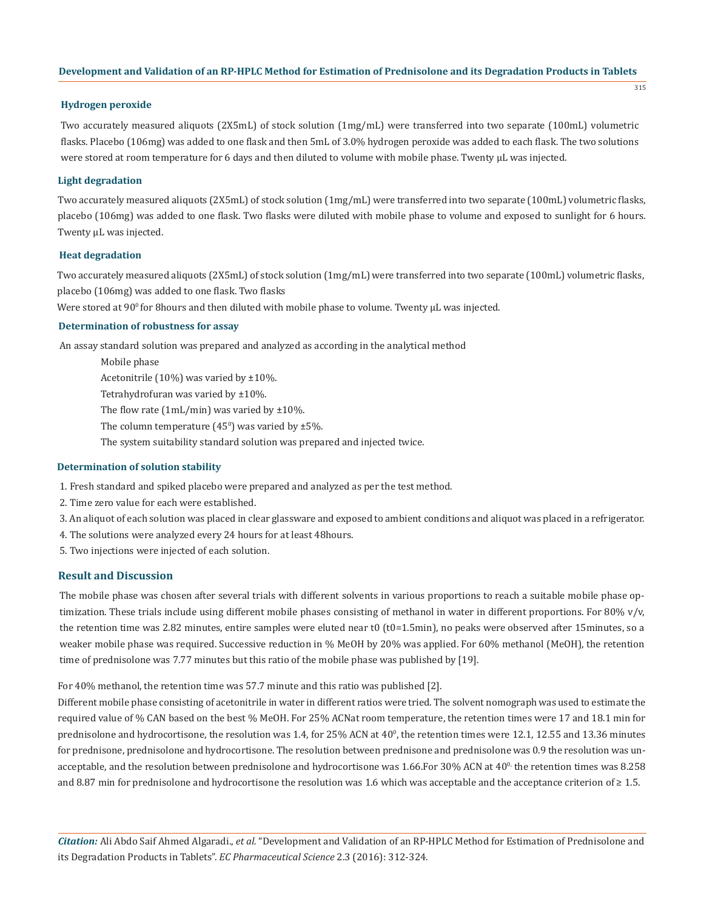### Hydrogen peroxide

Two accurately measured aliquots (2X5mL) of stock solution (1mg/mL) were transferred into two separate (100mL) volumetric flasks. Placebo (106mg) was added to one flask and then 5mL of 3.0% hydrogen peroxide was added to each flask. The two solutions were stored at room temperature for 6 days and then diluted to volume with mobile phase. Twenty µL was injected.

### Light degradation

Two accurately measured aliquots (2X5mL) of stock solution (1mg/mL) were transferred into two separate (100mL) volumetric flasks, placebo (106mg) was added to one flask. Two flasks were diluted with mobile phase to volume and exposed to sunlight for 6 hours. Twenty µL was injected.

### Heat degradation

Two accurately measured aliquots (2X5mL) of stock solution (1mg/mL) were transferred into two separate (100mL) volumetric flasks, placebo (106mg) was added to one flask. Two flasks

Were stored at $90^0$ for 8hours and then diluted with mobile phase to volume. Twenty µL was injected.

### Determination of robustness for assay

An assay standard solution was prepared and analyzed as according in the analytical method

Mobile phase

Acetonitrile (10%) was varied by ±10%.

Tetrahydrofuran was varied by ±10%.

The flow rate (1mL/min) was varied by ±10%.

The column temperature ($45^0$) was varied by ±5%.

The system suitability standard solution was prepared and injected twice.

### Determination of solution stability

1. Fresh standard and spiked placebo were prepared and analyzed as per the test method.
2. Time zero value for each were established.
3. An aliquot of each solution was placed in clear glassware and exposed to ambient conditions and aliquot was placed in a refrigerator.
4. The solutions were analyzed every 24 hours for at least 48hours.
5. Two injections were injected of each solution.

## Result and Discussion

The mobile phase was chosen after several trials with different solvents in various proportions to reach a suitable mobile phase optimization. These trials include using different mobile phases consisting of methanol in water in different proportions. For 80% v/v, the retention time was 2.82 minutes, entire samples were eluted near t0 (t0=1.5min), no peaks were observed after 15minutes, so a weaker mobile phase was required. Successive reduction in % MeOH by 20% was applied. For 60% methanol (MeOH), the retention time of prednisolone was 7.77 minutes but this ratio of the mobile phase was published by [19].

For 40% methanol, the retention time was 57.7 minute and this ratio was published [2].

Different mobile phase consisting of acetonitrile in water in different ratios were tried. The solvent nomograph was used to estimate the required value of % CAN based on the best % MeOH. For 25% ACNat room temperature, the retention times were 17 and 18.1 min for prednisolone and hydrocortisone, the resolution was 1.4, for 25% ACN at $40^0$, the retention times were 12.1, 12.55 and 13.36 minutes for prednisone, prednisolone and hydrocortisone. The resolution between prednisone and prednisolone was 0.9 the resolution was unacceptable, and the resolution between prednisolone and hydrocortisone was 1.66.For 30% ACN at $40^{0,}$ the retention times was 8.258 and 8.87 min for prednisolone and hydrocortisone the resolution was 1.6 which was acceptable and the acceptance criterion of ≥ 1.5.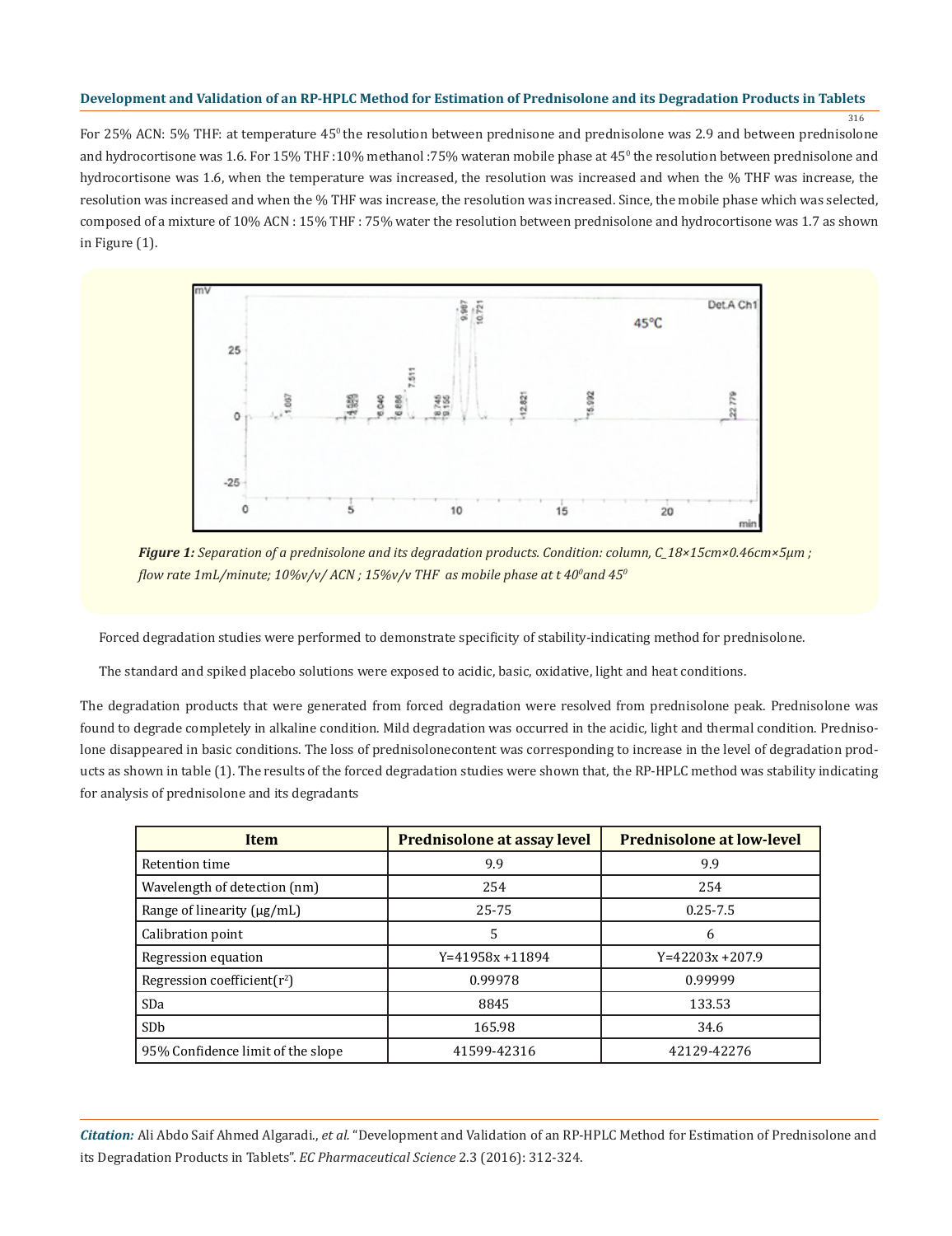For 25% ACN: 5% THF: at temperature 45⁰ the resolution between prednisone and prednisolone was 2.9 and between prednisolone and hydrocortisone was 1.6. For 15% THF :10% methanol :75% wateran mobile phase at 45⁰ the resolution between prednisolone and hydrocortisone was 1.6, when the temperature was increased, the resolution was increased and when the % THF was increase, the resolution was increased and when the % THF was increase, the resolution was increased. Since, the mobile phase which was selected, composed of a mixture of 10% ACN : 15% THF : 75% water the resolution between prednisolone and hydrocortisone was 1.7 as shown in Figure (1).

***Figure 1:*** *Separation of a prednisolone and its degradation products. Condition: column, C_18×15cm×0.46cm×5μm ; flow rate 1mL/minute; 10%v/v/ ACN ; 15%v/v THF as mobile phase at t 40⁰and 45⁰*

Forced degradation studies were performed to demonstrate specificity of stability-indicating method for prednisolone.

The standard and spiked placebo solutions were exposed to acidic, basic, oxidative, light and heat conditions.

The degradation products that were generated from forced degradation were resolved from prednisolone peak. Prednisolone was found to degrade completely in alkaline condition. Mild degradation was occurred in the acidic, light and thermal condition. Prednisolone disappeared in basic conditions. The loss of prednisolonecontent was corresponding to increase in the level of degradation products as shown in table (1). The results of the forced degradation studies were shown that, the RP-HPLC method was stability indicating for analysis of prednisolone and its degradants

| Item | Prednisolone at assay level | Prednisolone at low-level |
|---|---|---|
| Retention time | 9.9 | 9.9 |
| Wavelength of detection (nm) | 254 | 254 |
| Range of linearity (μg/mL) | 25-75 | 0.25-7.5 |
| Calibration point | 5 | 6 |
| Regression equation | Y=41958x +11894 | Y=42203x +207.9 |
| Regression coefficient($r^2$) | 0.99978 | 0.99999 |
| SDa | 8845 | 133.53 |
| SDb | 165.98 | 34.6 |
| 95% Confidence limit of the slope | 41599-42316 | 42129-42276 |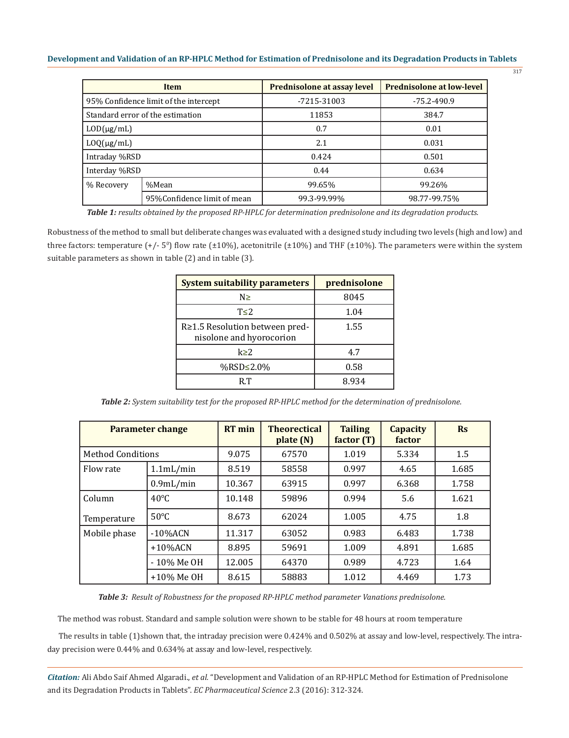| Item | | Prednisolone at assay level | Prednisolone at low-level |
|---|---|---|---|
| 95% Confidence limit of the intercept | | -7215-31003 | -75.2-490.9 |
| Standard error of the estimation | | 11853 | 384.7 |
| LOD(μg/mL) | | 0.7 | 0.01 |
| LOQ(μg/mL) | | 2.1 | 0.031 |
| Intraday %RSD | | 0.424 | 0.501 |
| Interday %RSD | | 0.44 | 0.634 |
| % Recovery | %Mean | 99.65% | 99.26% |
| | 95%Confidence limit of mean | 99.3-99.99% | 98.77-99.75% |

***Table 1:*** *results obtained by the proposed RP-HPLC for determination prednisolone and its degradation products.*

Robustness of the method to small but deliberate changes was evaluated with a designed study including two levels (high and low) and three factors: temperature (+/- 5$^0$) flow rate (±10%), acetonitrile (±10%) and THF (±10%). The parameters were within the system suitable parameters as shown in table (2) and in table (3).

| System suitability parameters | prednisolone |
|---|---|
| N≥ | 8045 |
| T≤2 | 1.04 |
| R≥1.5 Resolution between prednisolone and hyorocorion | 1.55 |
| k≥2 | 4.7 |
| %RSD≤2.0% | 0.58 |
| R.T | 8.934 |

***Table 2:*** *System suitability test for the proposed RP-HPLC method for the determination of prednisolone.*

| Parameter change | | RT min | Theorectical plate (N) | Tailing factor (T) | Capacity factor | Rs |
|---|---|---|---|---|---|---|
| Method Conditions | | 9.075 | 67570 | 1.019 | 5.334 | 1.5 |
| Flow rate | 1.1mL/min | 8.519 | 58558 | 0.997 | 4.65 | 1.685 |
| | 0.9mL/min | 10.367 | 63915 | 0.997 | 6.368 | 1.758 |
| Column Temperature | 40°C | 10.148 | 59896 | 0.994 | 5.6 | 1.621 |
| | 50°C | 8.673 | 62024 | 1.005 | 4.75 | 1.8 |
| Mobile phase | -10%ACN | 11.317 | 63052 | 0.983 | 6.483 | 1.738 |
| | +10%ACN | 8.895 | 59691 | 1.009 | 4.891 | 1.685 |
| | - 10% Me OH | 12.005 | 64370 | 0.989 | 4.723 | 1.64 |
| | +10% Me OH | 8.615 | 58883 | 1.012 | 4.469 | 1.73 |

***Table 3:*** *Result of Robustness for the proposed RP-HPLC method parameter Vanations prednisolone.*

The method was robust. Standard and sample solution were shown to be stable for 48 hours at room temperature

The results in table (1)shown that, the intraday precision were 0.424% and 0.502% at assay and low-level, respectively. The intraday precision were 0.44% and 0.634% at assay and low-level, respectively.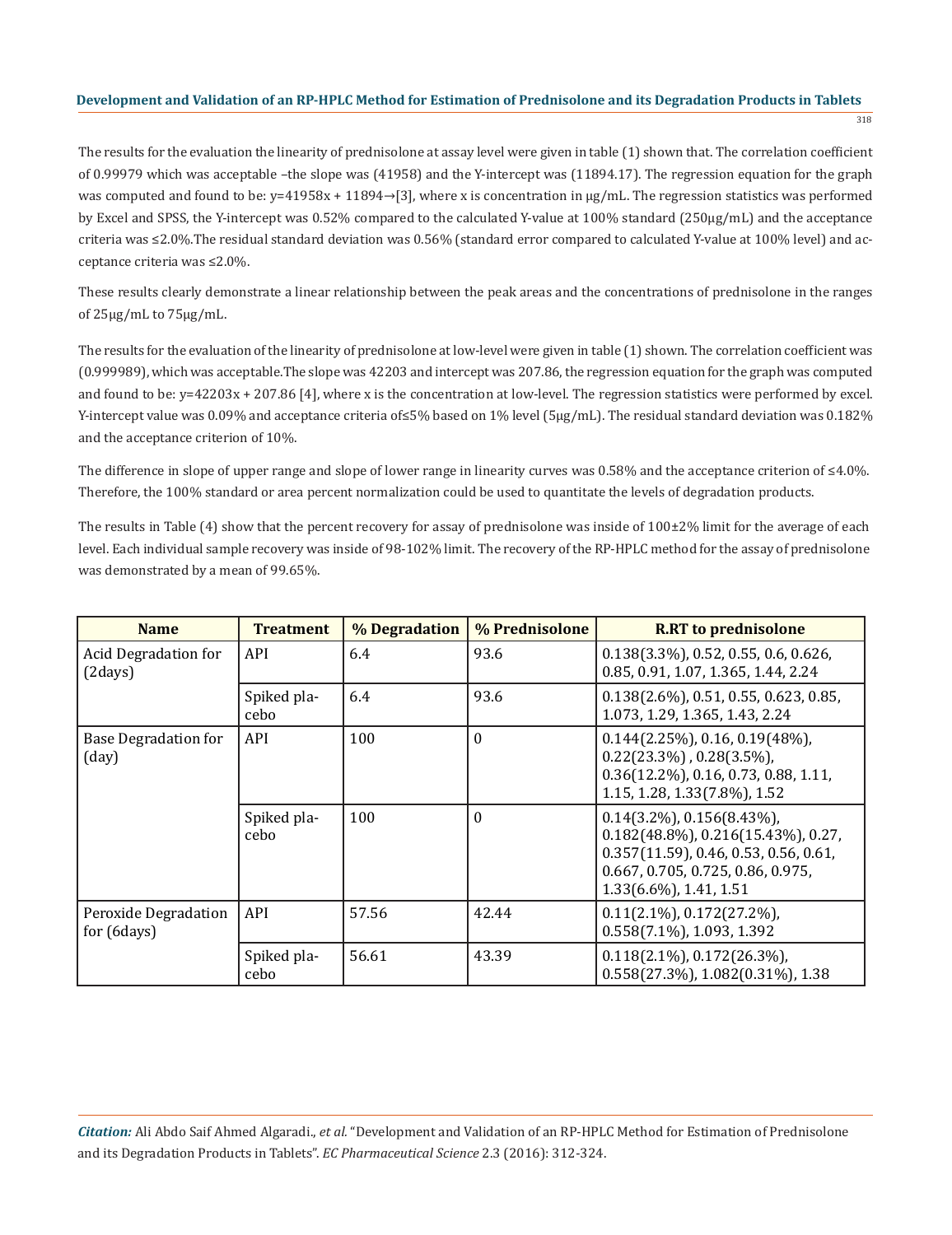The results for the evaluation the linearity of prednisolone at assay level were given in table (1) shown that. The correlation coefficient of 0.99979 which was acceptable –the slope was (41958) and the Y-intercept was (11894.17). The regression equation for the graph was computed and found to be: y=41958x + 11894→[3], where x is concentration in µg/mL. The regression statistics was performed by Excel and SPSS, the Y-intercept was 0.52% compared to the calculated Y-value at 100% standard (250µg/mL) and the acceptance criteria was ≤2.0%.The residual standard deviation was 0.56% (standard error compared to calculated Y-value at 100% level) and acceptance criteria was ≤2.0%.

These results clearly demonstrate a linear relationship between the peak areas and the concentrations of prednisolone in the ranges of 25µg/mL to 75µg/mL.

The results for the evaluation of the linearity of prednisolone at low-level were given in table (1) shown. The correlation coefficient was (0.999989), which was acceptable.The slope was 42203 and intercept was 207.86, the regression equation for the graph was computed and found to be: y=42203x + 207.86 [4], where x is the concentration at low-level. The regression statistics were performed by excel. Y-intercept value was 0.09% and acceptance criteria of≤5% based on 1% level (5µg/mL). The residual standard deviation was 0.182% and the acceptance criterion of 10%.

The difference in slope of upper range and slope of lower range in linearity curves was 0.58% and the acceptance criterion of ≤4.0%. Therefore, the 100% standard or area percent normalization could be used to quantitate the levels of degradation products.

The results in Table (4) show that the percent recovery for assay of prednisolone was inside of 100±2% limit for the average of each level. Each individual sample recovery was inside of 98-102% limit. The recovery of the RP-HPLC method for the assay of prednisolone was demonstrated by a mean of 99.65%.

| Name | Treatment | % Degradation | % Prednisolone | R.RT to prednisolone |
|---|---|---|---|---|
| Acid Degradation for (2days) | API | 6.4 | 93.6 | 0.138(3.3%), 0.52, 0.55, 0.6, 0.626, 0.85, 0.91, 1.07, 1.365, 1.44, 2.24 |
| | Spiked placebo | 6.4 | 93.6 | 0.138(2.6%), 0.51, 0.55, 0.623, 0.85, 1.073, 1.29, 1.365, 1.43, 2.24 |
| Base Degradation for (day) | API | 100 | 0 | 0.144(2.25%), 0.16, 0.19(48%), 0.22(23.3%) , 0.28(3.5%), 0.36(12.2%), 0.16, 0.73, 0.88, 1.11, 1.15, 1.28, 1.33(7.8%), 1.52 |
| | Spiked placebo | 100 | 0 | 0.14(3.2%), 0.156(8.43%), 0.182(48.8%), 0.216(15.43%), 0.27, 0.357(11.59), 0.46, 0.53, 0.56, 0.61, 0.667, 0.705, 0.725, 0.86, 0.975, 1.33(6.6%), 1.41, 1.51 |
| Peroxide Degradation for (6days) | API | 57.56 | 42.44 | 0.11(2.1%), 0.172(27.2%), 0.558(7.1%), 1.093, 1.392 |
| | Spiked placebo | 56.61 | 43.39 | 0.118(2.1%), 0.172(26.3%), 0.558(27.3%), 1.082(0.31%), 1.38 |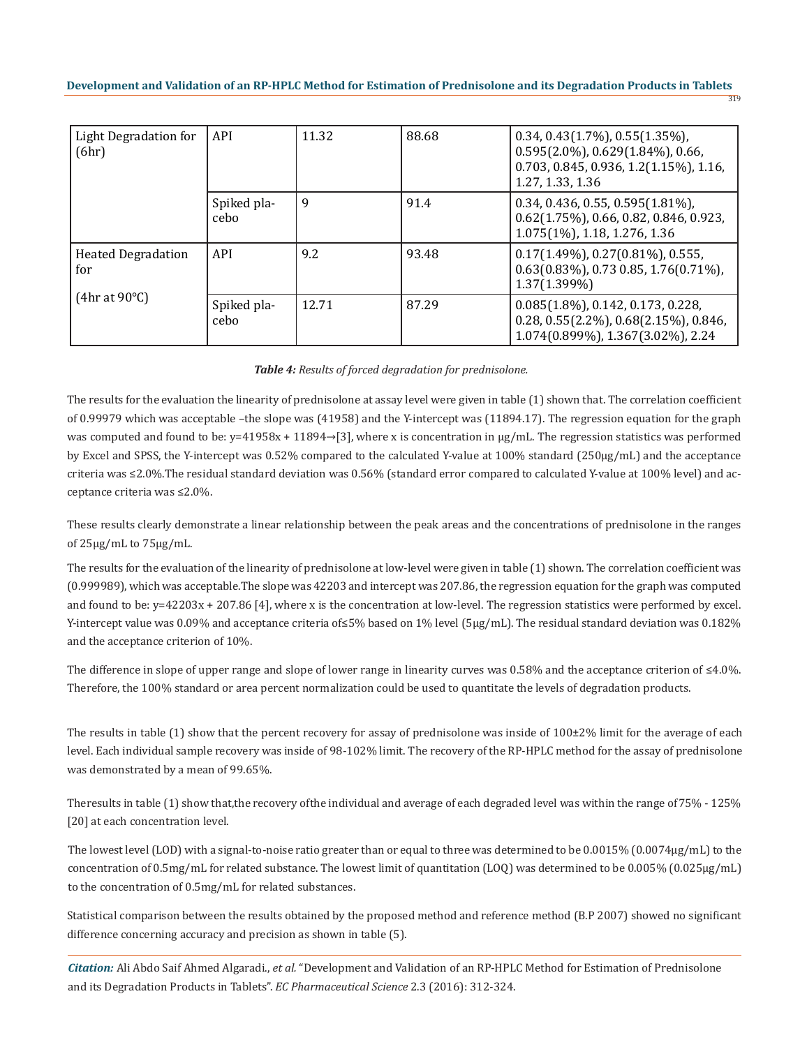| Light Degradation for (6hr) | API | 11.32 | 88.68 | 0.34, 0.43(1.7%), 0.55(1.35%), 0.595(2.0%), 0.629(1.84%), 0.66, 0.703, 0.845, 0.936, 1.2(1.15%), 1.16, 1.27, 1.33, 1.36 |
|---|---|---|---|---|
| | Spiked placebo | 9 | 91.4 | 0.34, 0.436, 0.55, 0.595(1.81%), 0.62(1.75%), 0.66, 0.82, 0.846, 0.923, 1.075(1%), 1.18, 1.276, 1.36 |
| Heated Degradation for (4hr at 90°C) | API | 9.2 | 93.48 | 0.17(1.49%), 0.27(0.81%), 0.555, 0.63(0.83%), 0.73 0.85, 1.76(0.71%), 1.37(1.399%) |
| | Spiked placebo | 12.71 | 87.29 | 0.085(1.8%), 0.142, 0.173, 0.228, 0.28, 0.55(2.2%), 0.68(2.15%), 0.846, 1.074(0.899%), 1.367(3.02%), 2.24 |

***Table 4:*** *Results of forced degradation for prednisolone.*

The results for the evaluation the linearity of prednisolone at assay level were given in table (1) shown that. The correlation coefficient of 0.99979 which was acceptable –the slope was (41958) and the Y-intercept was (11894.17). The regression equation for the graph was computed and found to be: $y=41958x + 11894$→[3], where x is concentration in μg/mL. The regression statistics was performed by Excel and SPSS, the Y-intercept was 0.52% compared to the calculated Y-value at 100% standard (250μg/mL) and the acceptance criteria was ≤2.0%.The residual standard deviation was 0.56% (standard error compared to calculated Y-value at 100% level) and acceptance criteria was ≤2.0%.

These results clearly demonstrate a linear relationship between the peak areas and the concentrations of prednisolone in the ranges of 25μg/mL to 75μg/mL.

The results for the evaluation of the linearity of prednisolone at low-level were given in table (1) shown. The correlation coefficient was (0.999989), which was acceptable.The slope was 42203 and intercept was 207.86, the regression equation for the graph was computed and found to be: $y=42203x + 207.86$ [4], where x is the concentration at low-level. The regression statistics were performed by excel. Y-intercept value was 0.09% and acceptance criteria of≤5% based on 1% level (5μg/mL). The residual standard deviation was 0.182% and the acceptance criterion of 10%.

The difference in slope of upper range and slope of lower range in linearity curves was 0.58% and the acceptance criterion of ≤4.0%. Therefore, the 100% standard or area percent normalization could be used to quantitate the levels of degradation products.

The results in table (1) show that the percent recovery for assay of prednisolone was inside of 100±2% limit for the average of each level. Each individual sample recovery was inside of 98-102% limit. The recovery of the RP-HPLC method for the assay of prednisolone was demonstrated by a mean of 99.65%.

Theresults in table (1) show that,the recovery ofthe individual and average of each degraded level was within the range of 75% - 125% [20] at each concentration level.

The lowest level (LOD) with a signal-to-noise ratio greater than or equal to three was determined to be 0.0015% (0.0074μg/mL) to the concentration of 0.5mg/mL for related substance. The lowest limit of quantitation (LOQ) was determined to be 0.005% (0.025μg/mL) to the concentration of 0.5mg/mL for related substances.

Statistical comparison between the results obtained by the proposed method and reference method (B.P 2007) showed no significant difference concerning accuracy and precision as shown in table (5).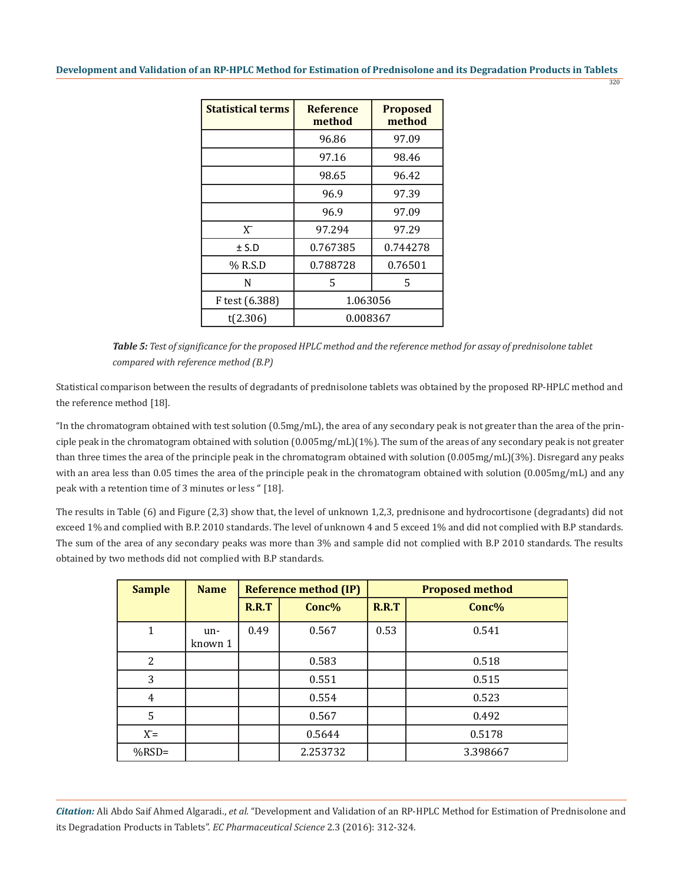| Statistical terms | Reference method | Proposed method |
|---|---|---|
| | 96.86 | 97.09 |
| | 97.16 | 98.46 |
| | 98.65 | 96.42 |
| | 96.9 | 97.39 |
| | 96.9 | 97.09 |
| $\bar{X}$ | 97.294 | 97.29 |
| ± S.D | 0.767385 | 0.744278 |
| % R.S.D | 0.788728 | 0.76501 |
| N | 5 | 5 |
| F test (6.388) | 1.063056 | |
| t(2.306) | 0.008367 | |

***Table 5:*** *Test of significance for the proposed HPLC method and the reference method for assay of prednisolone tablet compared with reference method (B.P)*

Statistical comparison between the results of degradants of prednisolone tablets was obtained by the proposed RP-HPLC method and the reference method [18].

"In the chromatogram obtained with test solution (0.5mg/mL), the area of any secondary peak is not greater than the area of the principle peak in the chromatogram obtained with solution (0.005mg/mL)(1%). The sum of the areas of any secondary peak is not greater than three times the area of the principle peak in the chromatogram obtained with solution (0.005mg/mL)(3%). Disregard any peaks with an area less than 0.05 times the area of the principle peak in the chromatogram obtained with solution (0.005mg/mL) and any peak with a retention time of 3 minutes or less " [18].

The results in Table (6) and Figure (2,3) show that, the level of unknown 1,2,3, prednisone and hydrocortisone (degradants) did not exceed 1% and complied with B.P. 2010 standards. The level of unknown 4 and 5 exceed 1% and did not complied with B.P standards. The sum of the area of any secondary peaks was more than 3% and sample did not complied with B.P 2010 standards. The results obtained by two methods did not complied with B.P standards.

| Sample | Name | Reference method (IP) | | Proposed method | |
|---|---|---|---|---|---|
| | | R.R.T | Conc% | R.R.T | Conc% |
| 1 | unknown 1 | 0.49 | 0.567 | 0.53 | 0.541 |
| 2 | | | 0.583 | | 0.518 |
| 3 | | | 0.551 | | 0.515 |
| 4 | | | 0.554 | | 0.523 |
| 5 | | | 0.567 | | 0.492 |
| $\bar{X}$= | | | 0.5644 | | 0.5178 |
| %RSD= | | | 2.253732 | | 3.398667 |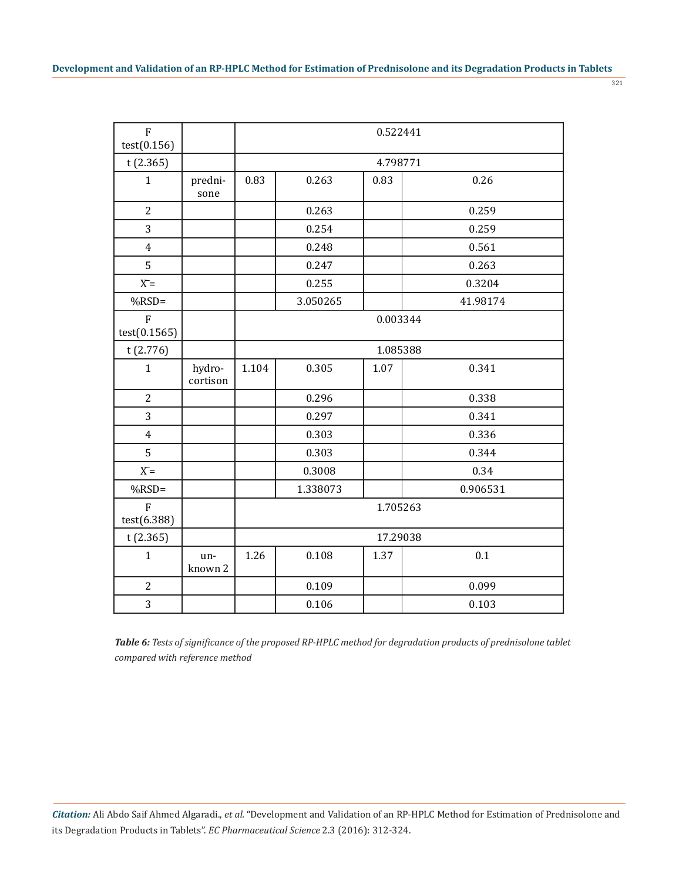| | | | | | |
|---|---|---|---|---|---|
| F test(0.156) | | 0.522441 | | | |
| t (2.365) | | 4.798771 | | | |
| 1 | predni-sone | 0.83 | 0.263 | 0.83 | 0.26 |
| 2 | | | 0.263 | | 0.259 |
| 3 | | | 0.254 | | 0.259 |
| 4 | | | 0.248 | | 0.561 |
| 5 | | | 0.247 | | 0.263 |
| $\bar{X}$= | | | 0.255 | | 0.3204 |
| %RSD= | | | 3.050265 | | 41.98174 |
| F test(0.1565) | | 0.003344 | | | |
| t (2.776) | | 1.085388 | | | |
| 1 | hydro-cortison | 1.104 | 0.305 | 1.07 | 0.341 |
| 2 | | | 0.296 | | 0.338 |
| 3 | | | 0.297 | | 0.341 |
| 4 | | | 0.303 | | 0.336 |
| 5 | | | 0.303 | | 0.344 |
| $\bar{X}$= | | | 0.3008 | | 0.34 |
| %RSD= | | | 1.338073 | | 0.906531 |
| F test(6.388) | | 1.705263 | | | |
| t (2.365) | | 17.29038 | | | |
| 1 | un-known 2 | 1.26 | 0.108 | 1.37 | 0.1 |
| 2 | | | 0.109 | | 0.099 |
| 3 | | | 0.106 | | 0.103 |

***Table 6:*** *Tests of significance of the proposed RP-HPLC method for degradation products of prednisolone tablet compared with reference method*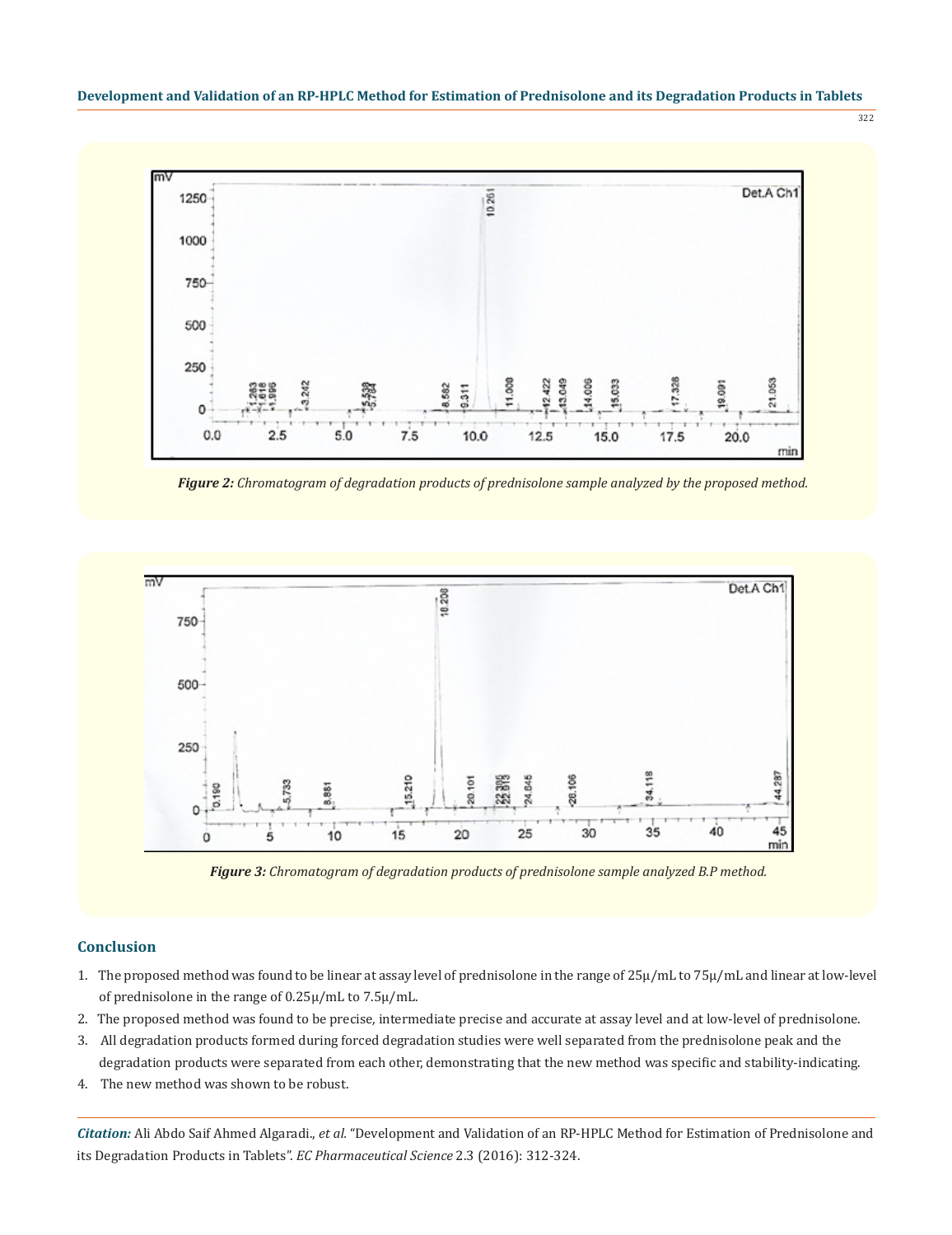*Figure 2: Chromatogram of degradation products of prednisolone sample analyzed by the proposed method.*

*Figure 3: Chromatogram of degradation products of prednisolone sample analyzed B.P method.*

## Conclusion

1. The proposed method was found to be linear at assay level of prednisolone in the range of 25µ/mL to 75µ/mL and linear at low-level of prednisolone in the range of 0.25µ/mL to 7.5µ/mL.
2. The proposed method was found to be precise, intermediate precise and accurate at assay level and at low-level of prednisolone.
3. All degradation products formed during forced degradation studies were well separated from the prednisolone peak and the degradation products were separated from each other, demonstrating that the new method was specific and stability-indicating.
4. The new method was shown to be robust.

*Citation:* Ali Abdo Saif Ahmed Algaradi., *et al.* "Development and Validation of an RP-HPLC Method for Estimation of Prednisolone and its Degradation Products in Tablets". *EC Pharmaceutical Science* 2.3 (2016): 312-324.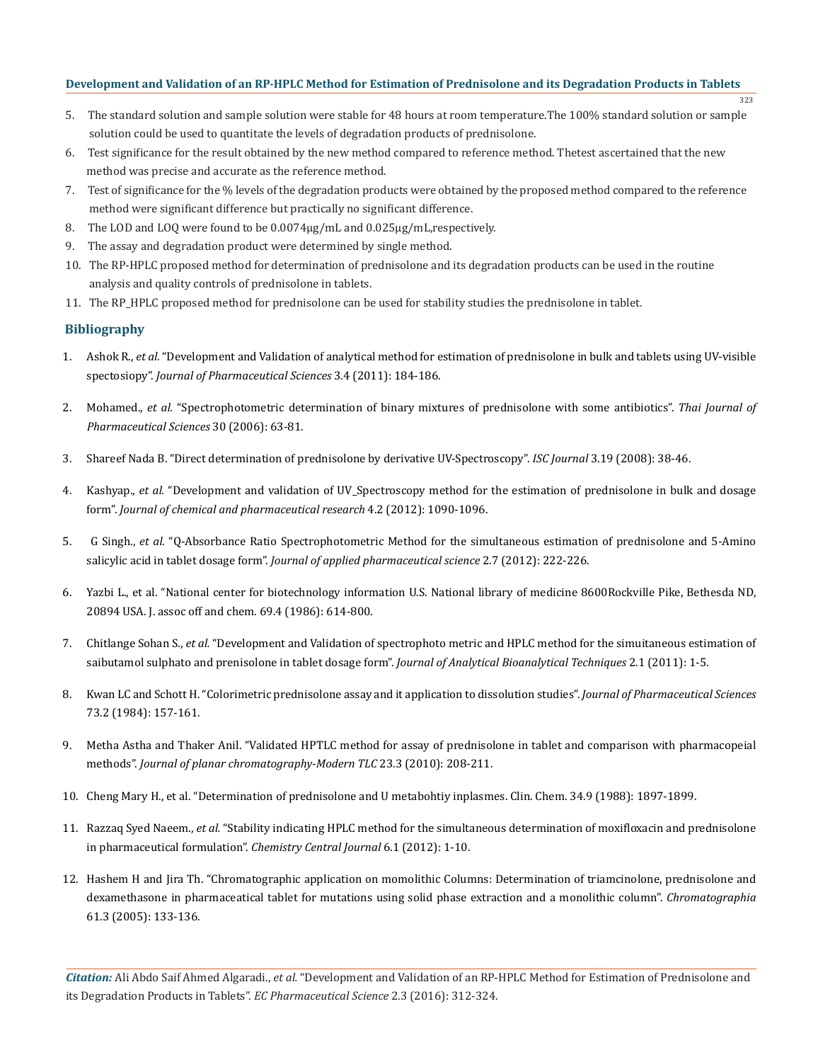5. The standard solution and sample solution were stable for 48 hours at room temperature.The 100% standard solution or sample solution could be used to quantitate the levels of degradation products of prednisolone.
6. Test significance for the result obtained by the new method compared to reference method. Thetest ascertained that the new method was precise and accurate as the reference method.
7. Test of significance for the % levels of the degradation products were obtained by the proposed method compared to the reference method were significant difference but practically no significant difference.
8. The LOD and LOQ were found to be 0.0074µg/mL and 0.025µg/mL,respectively.
9. The assay and degradation product were determined by single method.
10. The RP-HPLC proposed method for determination of prednisolone and its degradation products can be used in the routine analysis and quality controls of prednisolone in tablets.
11. The RP_HPLC proposed method for prednisolone can be used for stability studies the prednisolone in tablet.

## Bibliography

1. Ashok R., *et al.* "Development and Validation of analytical method for estimation of prednisolone in bulk and tablets using UV-visible spectosiopy". *Journal of Pharmaceutical Sciences* 3.4 (2011): 184-186.
2. Mohamed., *et al.* "Spectrophotometric determination of binary mixtures of prednisolone with some antibiotics". *Thai Journal of Pharmaceutical Sciences* 30 (2006): 63-81.
3. Shareef Nada B. "Direct determination of prednisolone by derivative UV-Spectroscopy". *ISC Journal* 3.19 (2008): 38-46.
4. Kashyap., *et al.* "Development and validation of UV_Spectroscopy method for the estimation of prednisolone in bulk and dosage form". *Journal of chemical and pharmaceutical research* 4.2 (2012): 1090-1096.
5. G Singh., *et al.* "Q-Absorbance Ratio Spectrophotometric Method for the simultaneous estimation of prednisolone and 5-Amino salicylic acid in tablet dosage form". *Journal of applied pharmaceutical science* 2.7 (2012): 222-226.
6. Yazbi L., et al. "National center for biotechnology information U.S. National library of medicine 8600Rockville Pike, Bethesda ND, 20894 USA. J. assoc off and chem. 69.4 (1986): 614-800.
7. Chitlange Sohan S., *et al.* "Development and Validation of spectrophoto metric and HPLC method for the simuitaneous estimation of saibutamol sulphato and prenisolone in tablet dosage form". *Journal of Analytical Bioanalytical Techniques* 2.1 (2011): 1-5.
8. Kwan LC and Schott H. "Colorimetric prednisolone assay and it application to dissolution studies". *Journal of Pharmaceutical Sciences* 73.2 (1984): 157-161.
9. Metha Astha and Thaker Anil. "Validated HPTLC method for assay of prednisolone in tablet and comparison with pharmacopeial methods". *Journal of planar chromatography-Modern TLC* 23.3 (2010): 208-211.
10. Cheng Mary H., et al. "Determination of prednisolone and U metabohtiy inplasmes. Clin. Chem. 34.9 (1988): 1897-1899.
11. Razzaq Syed Naeem., *et al.* "Stability indicating HPLC method for the simultaneous determination of moxifloxacin and prednisolone in pharmaceutical formulation". *Chemistry Central Journal* 6.1 (2012): 1-10.
12. Hashem H and Jira Th. "Chromatographic application on momolithic Columns: Determination of triamcinolone, prednisolone and dexamethasone in pharmaceatical tablet for mutations using solid phase extraction and a monolithic column". *Chromatographia* 61.3 (2005): 133-136.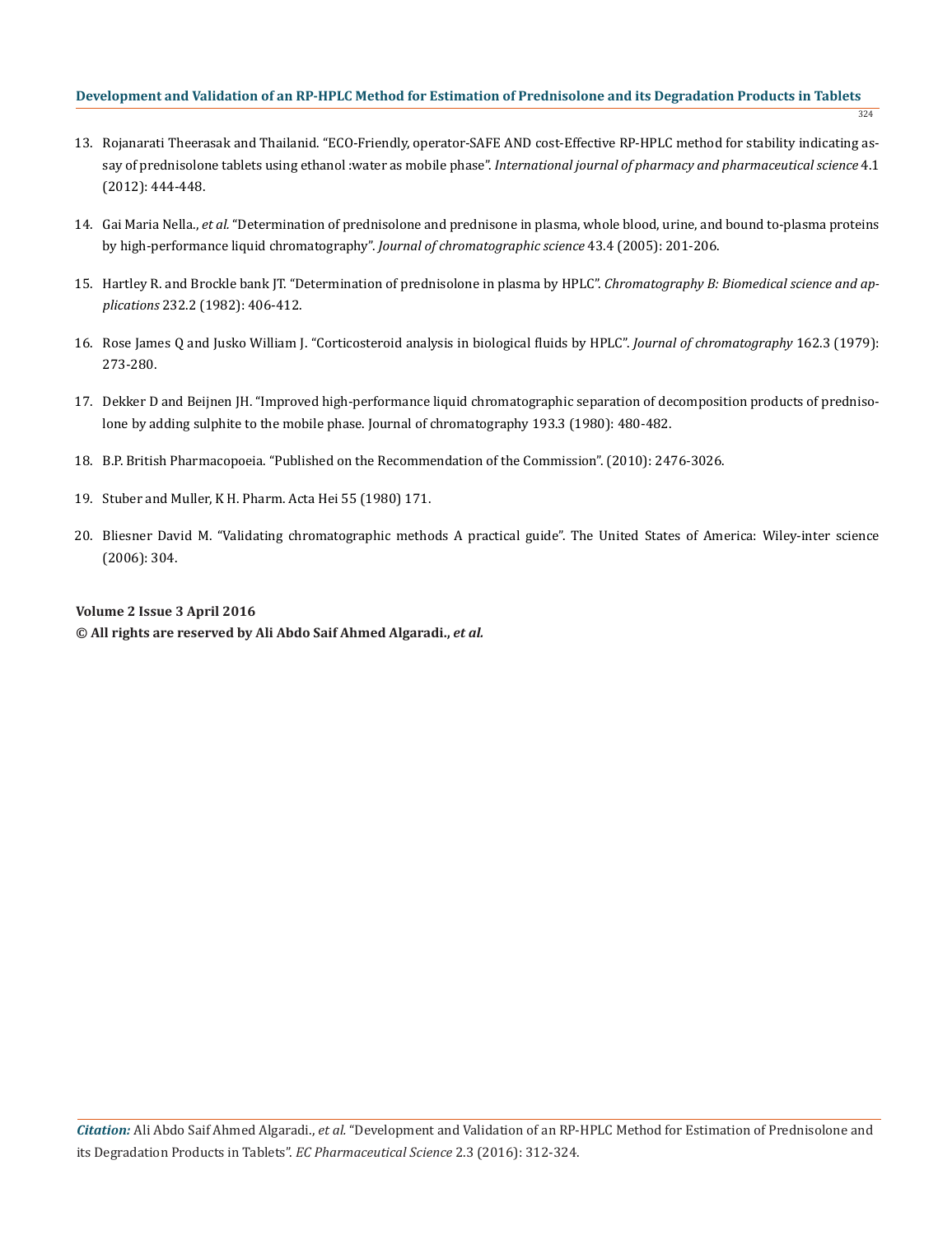13. Rojanarati Theerasak and Thailanid. “ECO-Friendly, operator-SAFE AND cost-Effective RP-HPLC method for stability indicating assay of prednisolone tablets using ethanol :water as mobile phase”. *International journal of pharmacy and pharmaceutical science* 4.1 (2012): 444-448.

14. Gai Maria Nella., *et al.* “Determination of prednisolone and prednisone in plasma, whole blood, urine, and bound to-plasma proteins by high-performance liquid chromatography”. *Journal of chromatographic science* 43.4 (2005): 201-206.

15. Hartley R. and Brockle bank JT. “Determination of prednisolone in plasma by HPLC”. *Chromatography B: Biomedical science and applications* 232.2 (1982): 406-412.

16. Rose James Q and Jusko William J. “Corticosteroid analysis in biological fluids by HPLC”. *Journal of chromatography* 162.3 (1979): 273-280.

17. Dekker D and Beijnen JH. “Improved high-performance liquid chromatographic separation of decomposition products of prednisolone by adding sulphite to the mobile phase. Journal of chromatography 193.3 (1980): 480-482.

18. B.P. British Pharmacopoeia. “Published on the Recommendation of the Commission”. (2010): 2476-3026.

19. Stuber and Muller, K H. Pharm. Acta Hei 55 (1980) 171.

20. Bliesner David M. “Validating chromatographic methods A practical guide”. The United States of America: Wiley-inter science (2006): 304.

**Volume 2 Issue 3 April 2016**
**© All rights are reserved by Ali Abdo Saif Ahmed Algaradi., *et al.***